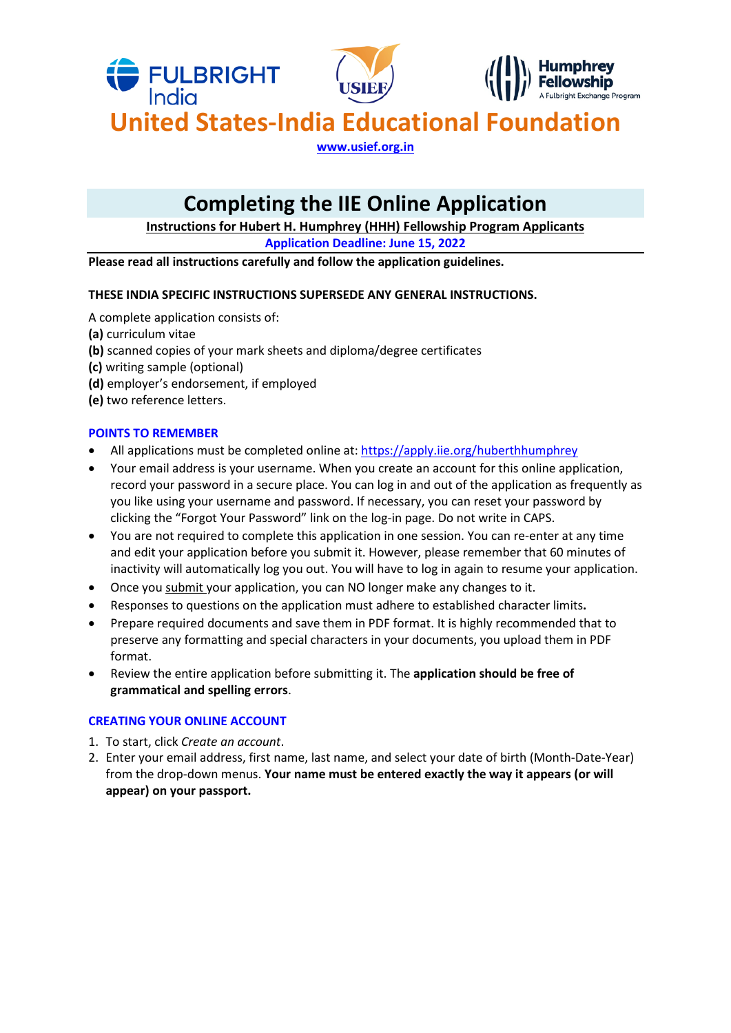FULBRIGHT India — USIEF — Humphrey Fellowship, A Fulbright Exchange Program

# United States-India Educational Foundation

www.usief.org.in

## Completing the IIE Online Application

**Instructions for Hubert H. Humphrey (HHH) Fellowship Program Applicants**

**Application Deadline: June 15, 2022**

**Please read all instructions carefully and follow the application guidelines.**

**THESE INDIA SPECIFIC INSTRUCTIONS SUPERSEDE ANY GENERAL INSTRUCTIONS.**

A complete application consists of:

**(a)** curriculum vitae
**(b)** scanned copies of your mark sheets and diploma/degree certificates
**(c)** writing sample (optional)
**(d)** employer's endorsement, if employed
**(e)** two reference letters.

### POINTS TO REMEMBER

- All applications must be completed online at: https://apply.iie.org/huberthhumphrey
- Your email address is your username. When you create an account for this online application, record your password in a secure place. You can log in and out of the application as frequently as you like using your username and password. If necessary, you can reset your password by clicking the "Forgot Your Password" link on the log-in page. Do not write in CAPS.
- You are not required to complete this application in one session. You can re-enter at any time and edit your application before you submit it. However, please remember that 60 minutes of inactivity will automatically log you out. You will have to log in again to resume your application.
- Once you submit your application, you can NO longer make any changes to it.
- Responses to questions on the application must adhere to established character limits**.**
- Prepare required documents and save them in PDF format. It is highly recommended that to preserve any formatting and special characters in your documents, you upload them in PDF format.
- Review the entire application before submitting it. The **application should be free of grammatical and spelling errors**.

### CREATING YOUR ONLINE ACCOUNT

1. To start, click *Create an account*.
2. Enter your email address, first name, last name, and select your date of birth (Month-Date-Year) from the drop-down menus. **Your name must be entered exactly the way it appears (or will appear) on your passport.**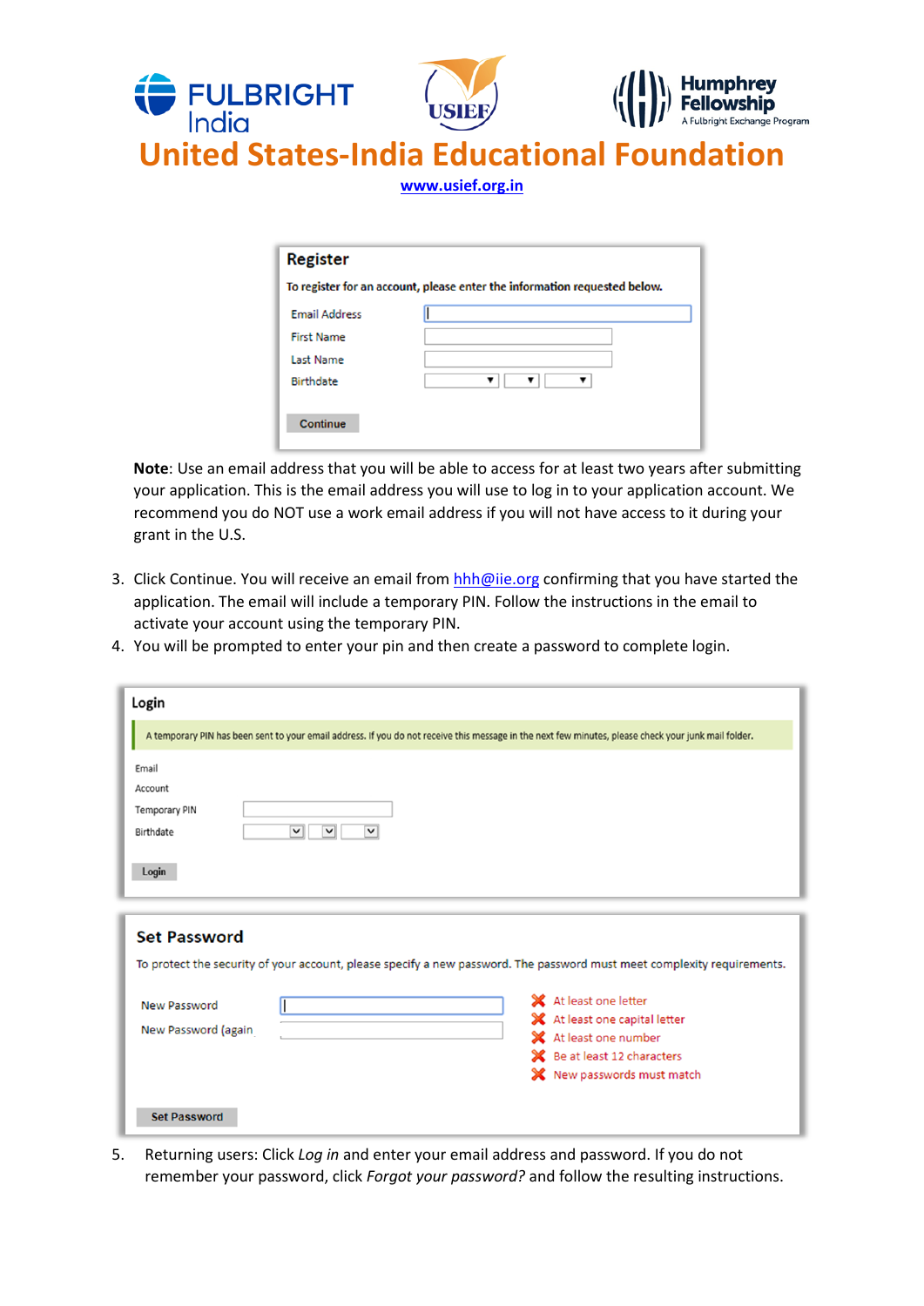# United States-India Educational Foundation

www.usief.org.in

**Register**

To register for an account, please enter the information requested below.

Email Address

First Name

Last Name

Birthdate

Continue

**Note**: Use an email address that you will be able to access for at least two years after submitting your application. This is the email address you will use to log in to your application account. We recommend you do NOT use a work email address if you will not have access to it during your grant in the U.S.

3. Click Continue. You will receive an email from hhh@iie.org confirming that you have started the application. The email will include a temporary PIN. Follow the instructions in the email to activate your account using the temporary PIN.
4. You will be prompted to enter your pin and then create a password to complete login.

**Login**

A temporary PIN has been sent to your email address. If you do not receive this message in the next few minutes, please check your junk mail folder.

Email

Account

Temporary PIN

Birthdate

Login

**Set Password**

To protect the security of your account, please specify a new password. The password must meet complexity requirements.

New Password

New Password (again)

- At least one letter
- At least one capital letter
- At least one number
- Be at least 12 characters
- New passwords must match

Set Password

5. Returning users: Click *Log in* and enter your email address and password. If you do not remember your password, click *Forgot your password?* and follow the resulting instructions.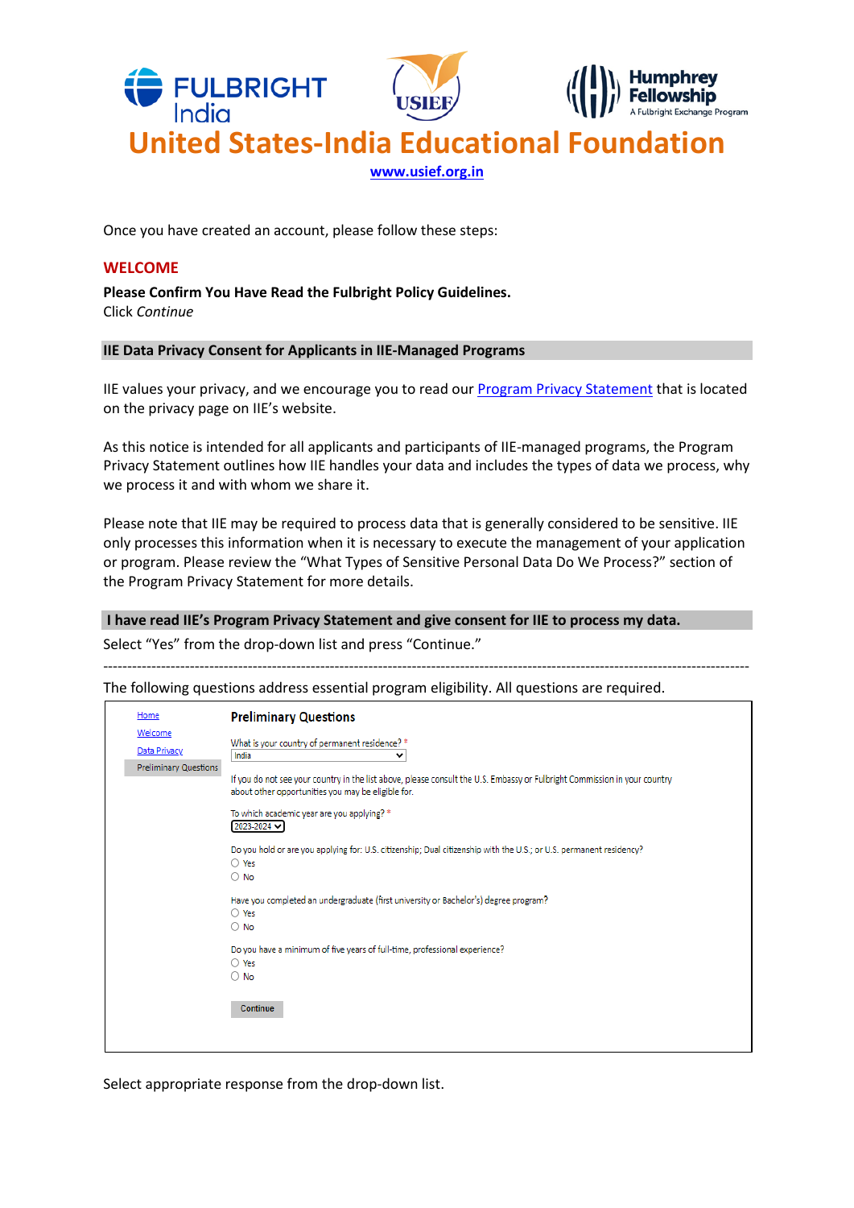# United States-India Educational Foundation

www.usief.org.in

Once you have created an account, please follow these steps:

## WELCOME

**Please Confirm You Have Read the Fulbright Policy Guidelines.**
Click *Continue*

**IIE Data Privacy Consent for Applicants in IIE-Managed Programs**

IIE values your privacy, and we encourage you to read our Program Privacy Statement that is located on the privacy page on IIE's website.

As this notice is intended for all applicants and participants of IIE-managed programs, the Program Privacy Statement outlines how IIE handles your data and includes the types of data we process, why we process it and with whom we share it.

Please note that IIE may be required to process data that is generally considered to be sensitive. IIE only processes this information when it is necessary to execute the management of your application or program. Please review the "What Types of Sensitive Personal Data Do We Process?" section of the Program Privacy Statement for more details.

**I have read IIE's Program Privacy Statement and give consent for IIE to process my data.**

Select "Yes" from the drop-down list and press "Continue."

---

The following questions address essential program eligibility. All questions are required.

Home
Welcome
Data Privacy
Preliminary Questions

**Preliminary Questions**

What is your country of permanent residence? *
India

If you do not see your country in the list above, please consult the U.S. Embassy or Fulbright Commission in your country about other opportunities you may be eligible for.

To which academic year are you applying? *
2023-2024

Do you hold or are you applying for: U.S. citizenship; Dual citizenship with the U.S.; or U.S. permanent residency?
- Yes
- No

Have you completed an undergraduate (first university or Bachelor's) degree program?
- Yes
- No

Do you have a minimum of five years of full-time, professional experience?
- Yes
- No

Continue

Select appropriate response from the drop-down list.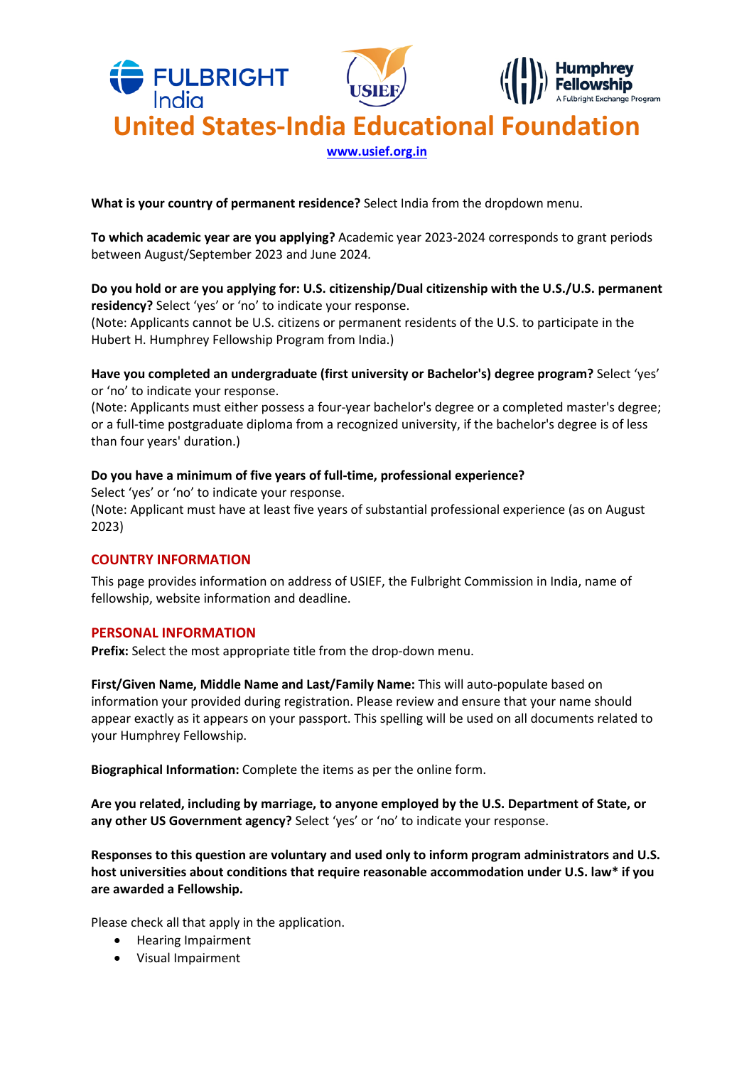# United States-India Educational Foundation

www.usief.org.in

**What is your country of permanent residence?** Select India from the dropdown menu.

**To which academic year are you applying?** Academic year 2023-2024 corresponds to grant periods between August/September 2023 and June 2024.

**Do you hold or are you applying for: U.S. citizenship/Dual citizenship with the U.S./U.S. permanent residency?** Select 'yes' or 'no' to indicate your response.
(Note: Applicants cannot be U.S. citizens or permanent residents of the U.S. to participate in the Hubert H. Humphrey Fellowship Program from India.)

**Have you completed an undergraduate (first university or Bachelor's) degree program?** Select 'yes' or 'no' to indicate your response.
(Note: Applicants must either possess a four-year bachelor's degree or a completed master's degree; or a full-time postgraduate diploma from a recognized university, if the bachelor's degree is of less than four years' duration.)

**Do you have a minimum of five years of full-time, professional experience?**
Select 'yes' or 'no' to indicate your response.
(Note: Applicant must have at least five years of substantial professional experience (as on August 2023)

## COUNTRY INFORMATION

This page provides information on address of USIEF, the Fulbright Commission in India, name of fellowship, website information and deadline.

## PERSONAL INFORMATION

**Prefix:** Select the most appropriate title from the drop-down menu.

**First/Given Name, Middle Name and Last/Family Name:** This will auto-populate based on information your provided during registration. Please review and ensure that your name should appear exactly as it appears on your passport. This spelling will be used on all documents related to your Humphrey Fellowship.

**Biographical Information:** Complete the items as per the online form.

**Are you related, including by marriage, to anyone employed by the U.S. Department of State, or any other US Government agency?** Select 'yes' or 'no' to indicate your response.

**Responses to this question are voluntary and used only to inform program administrators and U.S. host universities about conditions that require reasonable accommodation under U.S. law* if you are awarded a Fellowship.**

Please check all that apply in the application.

- Hearing Impairment
- Visual Impairment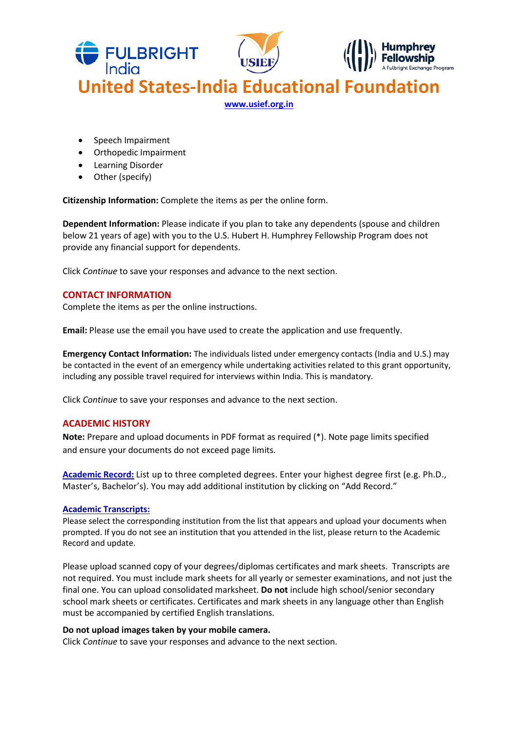- Speech Impairment
- Orthopedic Impairment
- Learning Disorder
- Other (specify)

**Citizenship Information:** Complete the items as per the online form.

**Dependent Information:** Please indicate if you plan to take any dependents (spouse and children below 21 years of age) with you to the U.S. Hubert H. Humphrey Fellowship Program does not provide any financial support for dependents.

Click *Continue* to save your responses and advance to the next section.

## CONTACT INFORMATION

Complete the items as per the online instructions.

**Email:** Please use the email you have used to create the application and use frequently.

**Emergency Contact Information:** The individuals listed under emergency contacts (India and U.S.) may be contacted in the event of an emergency while undertaking activities related to this grant opportunity, including any possible travel required for interviews within India. This is mandatory.

Click *Continue* to save your responses and advance to the next section.

## ACADEMIC HISTORY

**Note:** Prepare and upload documents in PDF format as required (*). Note page limits specified and ensure your documents do not exceed page limits.

**Academic Record:** List up to three completed degrees. Enter your highest degree first (e.g. Ph.D., Master's, Bachelor's). You may add additional institution by clicking on "Add Record."

**Academic Transcripts:**

Please select the corresponding institution from the list that appears and upload your documents when prompted. If you do not see an institution that you attended in the list, please return to the Academic Record and update.

Please upload scanned copy of your degrees/diplomas certificates and mark sheets. Transcripts are not required. You must include mark sheets for all yearly or semester examinations, and not just the final one. You can upload consolidated marksheet. **Do not** include high school/senior secondary school mark sheets or certificates. Certificates and mark sheets in any language other than English must be accompanied by certified English translations.

**Do not upload images taken by your mobile camera.**

Click *Continue* to save your responses and advance to the next section.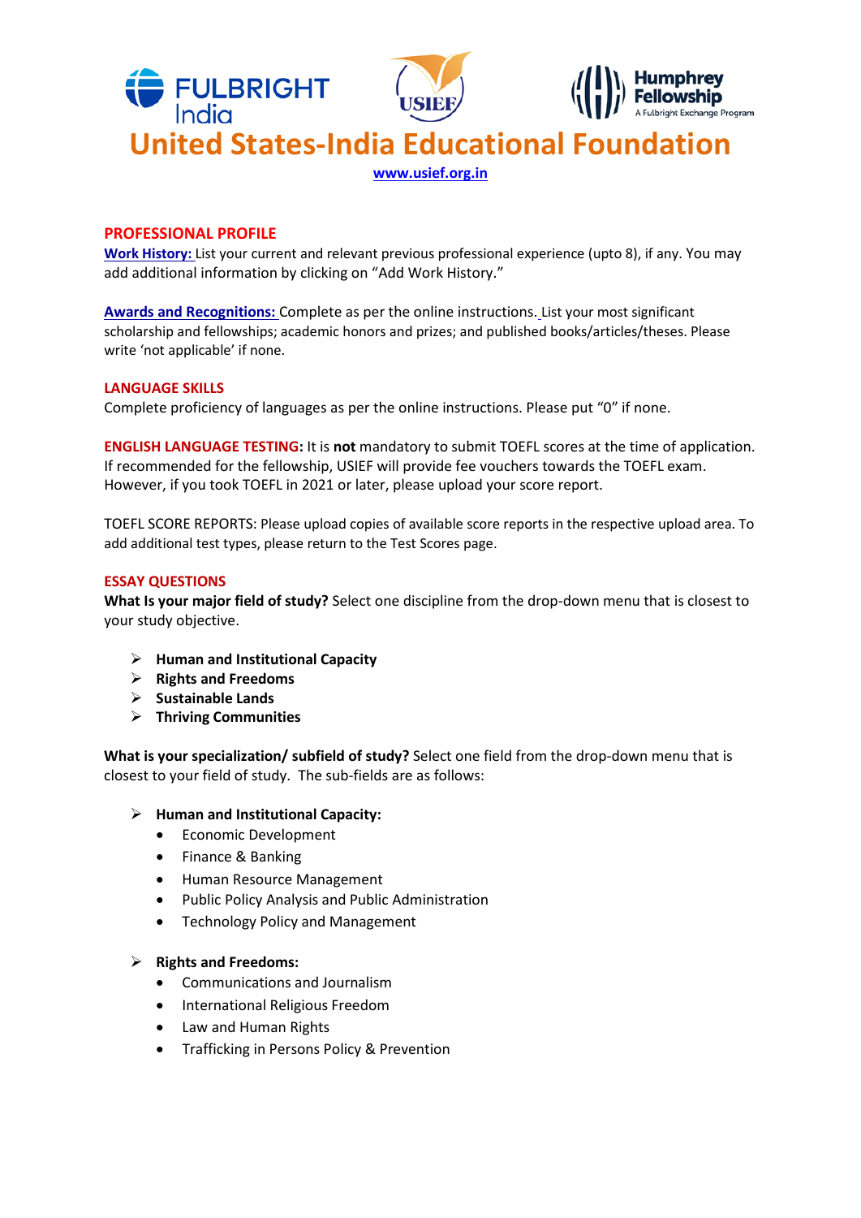# United States-India Educational Foundation

www.usief.org.in

## PROFESSIONAL PROFILE

**Work History:** List your current and relevant previous professional experience (upto 8), if any. You may add additional information by clicking on "Add Work History."

**Awards and Recognitions:** Complete as per the online instructions. List your most significant scholarship and fellowships; academic honors and prizes; and published books/articles/theses. Please write 'not applicable' if none.

## LANGUAGE SKILLS

Complete proficiency of languages as per the online instructions. Please put "0" if none.

**ENGLISH LANGUAGE TESTING:** It is **not** mandatory to submit TOEFL scores at the time of application. If recommended for the fellowship, USIEF will provide fee vouchers towards the TOEFL exam. However, if you took TOEFL in 2021 or later, please upload your score report.

TOEFL SCORE REPORTS: Please upload copies of available score reports in the respective upload area. To add additional test types, please return to the Test Scores page.

## ESSAY QUESTIONS

**What Is your major field of study?** Select one discipline from the drop-down menu that is closest to your study objective.

- **Human and Institutional Capacity**
- **Rights and Freedoms**
- **Sustainable Lands**
- **Thriving Communities**

**What is your specialization/ subfield of study?** Select one field from the drop-down menu that is closest to your field of study. The sub-fields are as follows:

- **Human and Institutional Capacity:**
  - Economic Development
  - Finance & Banking
  - Human Resource Management
  - Public Policy Analysis and Public Administration
  - Technology Policy and Management

- **Rights and Freedoms:**
  - Communications and Journalism
  - International Religious Freedom
  - Law and Human Rights
  - Trafficking in Persons Policy & Prevention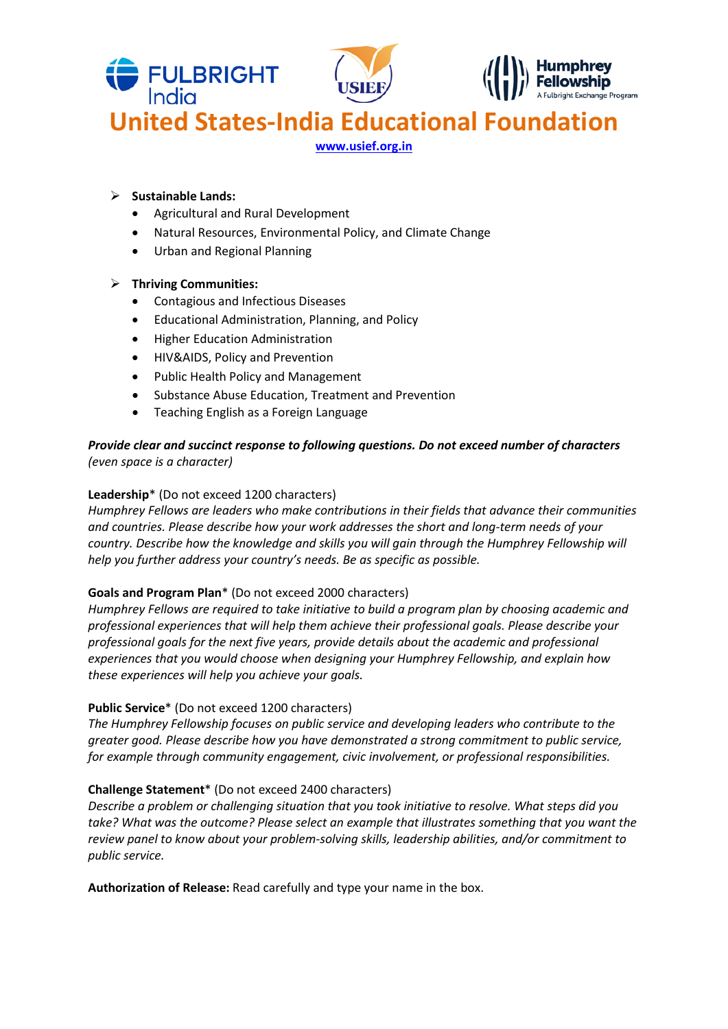# United States-India Educational Foundation

www.usief.org.in

- **Sustainable Lands:**
  - Agricultural and Rural Development
  - Natural Resources, Environmental Policy, and Climate Change
  - Urban and Regional Planning

- **Thriving Communities:**
  - Contagious and Infectious Diseases
  - Educational Administration, Planning, and Policy
  - Higher Education Administration
  - HIV&AIDS, Policy and Prevention
  - Public Health Policy and Management
  - Substance Abuse Education, Treatment and Prevention
  - Teaching English as a Foreign Language

***Provide clear and succinct response to following questions. Do not exceed number of characters*** *(even space is a character)*

**Leadership*** (Do not exceed 1200 characters)
*Humphrey Fellows are leaders who make contributions in their fields that advance their communities and countries. Please describe how your work addresses the short and long-term needs of your country. Describe how the knowledge and skills you will gain through the Humphrey Fellowship will help you further address your country's needs. Be as specific as possible.*

**Goals and Program Plan*** (Do not exceed 2000 characters)
*Humphrey Fellows are required to take initiative to build a program plan by choosing academic and professional experiences that will help them achieve their professional goals. Please describe your professional goals for the next five years, provide details about the academic and professional experiences that you would choose when designing your Humphrey Fellowship, and explain how these experiences will help you achieve your goals.*

**Public Service*** (Do not exceed 1200 characters)
*The Humphrey Fellowship focuses on public service and developing leaders who contribute to the greater good. Please describe how you have demonstrated a strong commitment to public service, for example through community engagement, civic involvement, or professional responsibilities.*

**Challenge Statement*** (Do not exceed 2400 characters)
*Describe a problem or challenging situation that you took initiative to resolve. What steps did you take? What was the outcome? Please select an example that illustrates something that you want the review panel to know about your problem-solving skills, leadership abilities, and/or commitment to public service.*

**Authorization of Release:** Read carefully and type your name in the box.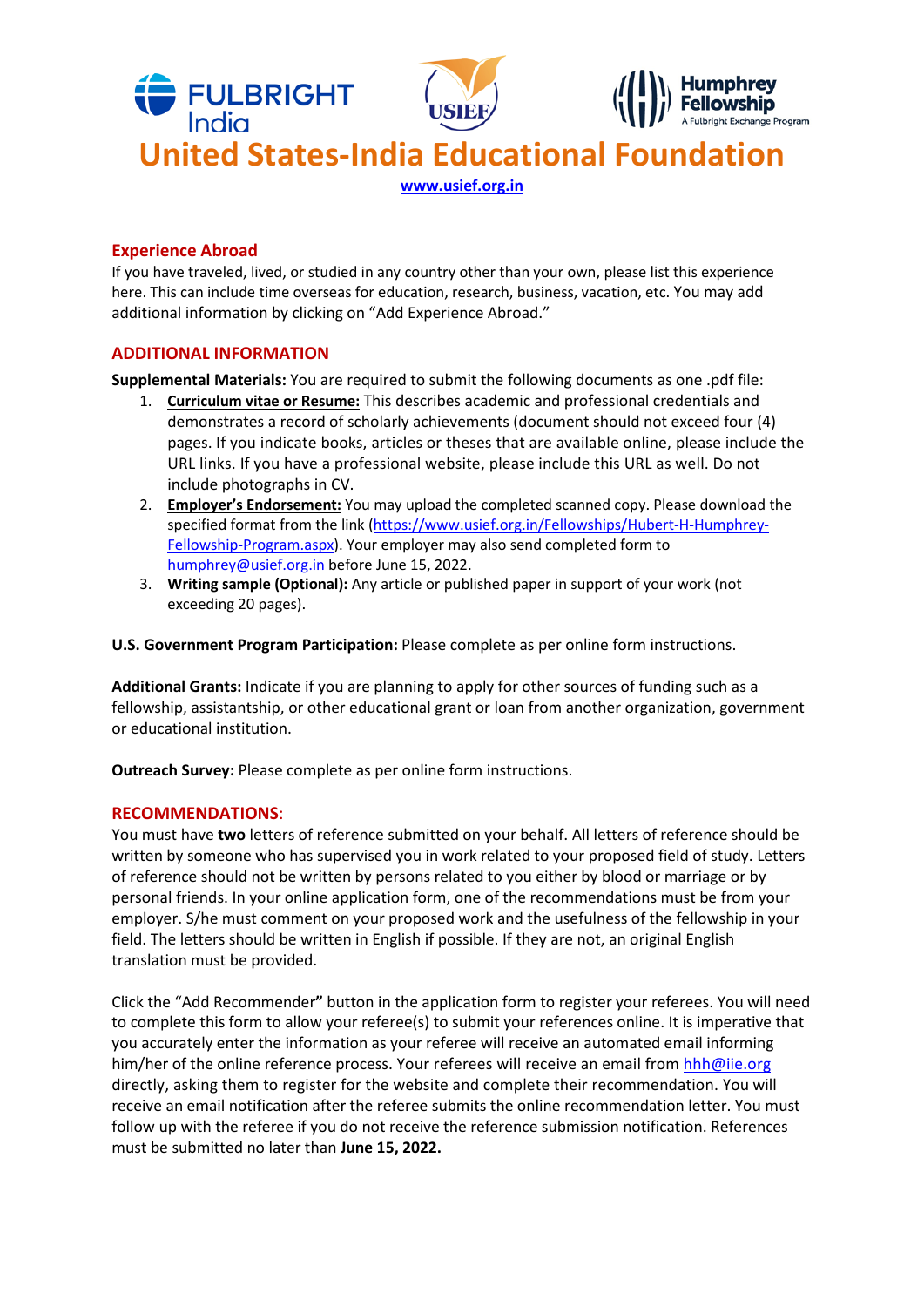# United States-India Educational Foundation

www.usief.org.in

### Experience Abroad

If you have traveled, lived, or studied in any country other than your own, please list this experience here. This can include time overseas for education, research, business, vacation, etc. You may add additional information by clicking on "Add Experience Abroad."

### ADDITIONAL INFORMATION

**Supplemental Materials:** You are required to submit the following documents as one .pdf file:

1. **Curriculum vitae or Resume:** This describes academic and professional credentials and demonstrates a record of scholarly achievements (document should not exceed four (4) pages. If you indicate books, articles or theses that are available online, please include the URL links. If you have a professional website, please include this URL as well. Do not include photographs in CV.
2. **Employer's Endorsement:** You may upload the completed scanned copy. Please download the specified format from the link (https://www.usief.org.in/Fellowships/Hubert-H-Humphrey-Fellowship-Program.aspx). Your employer may also send completed form to humphrey@usief.org.in before June 15, 2022.
3. **Writing sample (Optional):** Any article or published paper in support of your work (not exceeding 20 pages).

**U.S. Government Program Participation:** Please complete as per online form instructions.

**Additional Grants:** Indicate if you are planning to apply for other sources of funding such as a fellowship, assistantship, or other educational grant or loan from another organization, government or educational institution.

**Outreach Survey:** Please complete as per online form instructions.

### RECOMMENDATIONS:

You must have **two** letters of reference submitted on your behalf. All letters of reference should be written by someone who has supervised you in work related to your proposed field of study. Letters of reference should not be written by persons related to you either by blood or marriage or by personal friends. In your online application form, one of the recommendations must be from your employer. S/he must comment on your proposed work and the usefulness of the fellowship in your field. The letters should be written in English if possible. If they are not, an original English translation must be provided.

Click the "Add Recommender**"** button in the application form to register your referees. You will need to complete this form to allow your referee(s) to submit your references online. It is imperative that you accurately enter the information as your referee will receive an automated email informing him/her of the online reference process. Your referees will receive an email from hhh@iie.org directly, asking them to register for the website and complete their recommendation. You will receive an email notification after the referee submits the online recommendation letter. You must follow up with the referee if you do not receive the reference submission notification. References must be submitted no later than **June 15, 2022.**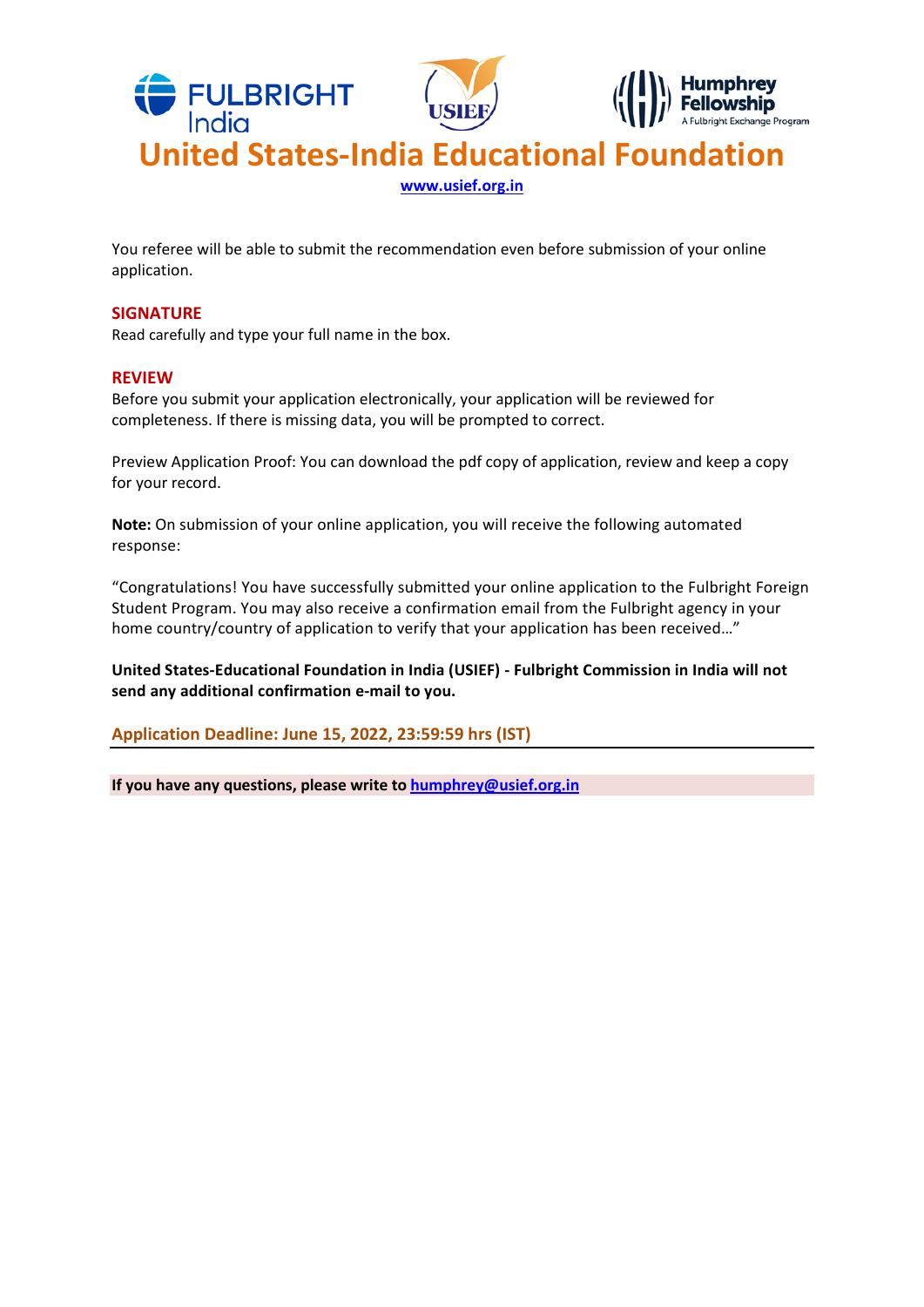# United States-India Educational Foundation

www.usief.org.in

You referee will be able to submit the recommendation even before submission of your online application.

## SIGNATURE

Read carefully and type your full name in the box.

## REVIEW

Before you submit your application electronically, your application will be reviewed for completeness. If there is missing data, you will be prompted to correct.

Preview Application Proof: You can download the pdf copy of application, review and keep a copy for your record.

**Note:** On submission of your online application, you will receive the following automated response:

"Congratulations! You have successfully submitted your online application to the Fulbright Foreign Student Program. You may also receive a confirmation email from the Fulbright agency in your home country/country of application to verify that your application has been received…"

**United States-Educational Foundation in India (USIEF) - Fulbright Commission in India will not send any additional confirmation e-mail to you.**

**Application Deadline: June 15, 2022, 23:59:59 hrs (IST)**

**If you have any questions, please write to humphrey@usief.org.in**